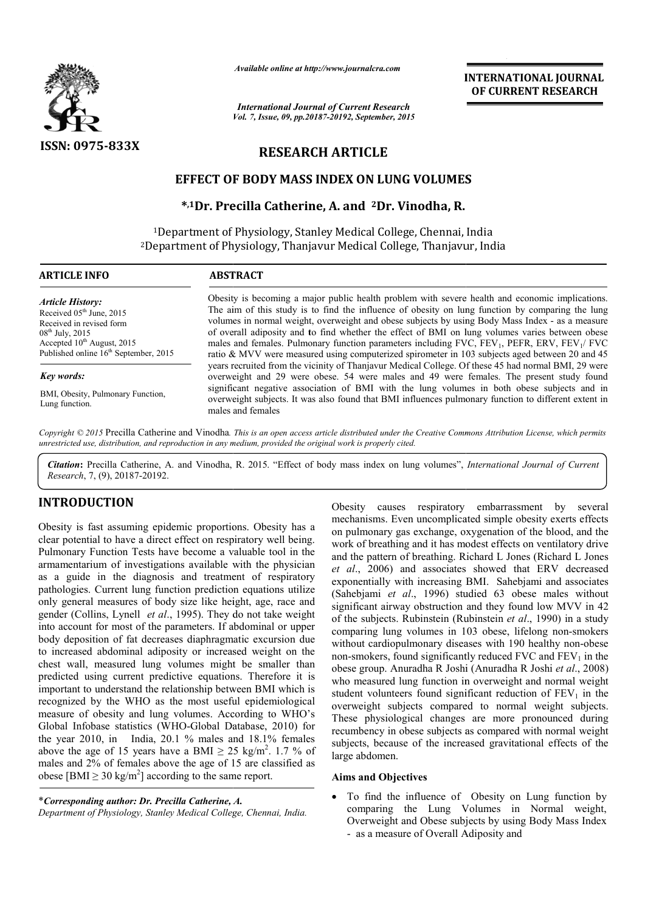ISSN: 0975-833X

*Available online at http://www.journalcra.com*

*International Journal of Current Research*
*Vol. 7, Issue, 09, pp.20187-20192, September, 2015*

INTERNATIONAL JOURNAL OF CURRENT RESEARCH

# RESEARCH ARTICLE

## EFFECT OF BODY MASS INDEX ON LUNG VOLUMES

**\*,[1]Dr. Precilla Catherine, A. and [2]Dr. Vinodha, R.**

[1]Department of Physiology, Stanley Medical College, Chennai, India
[2]Department of Physiology, Thanjavur Medical College, Thanjavur, India

**ARTICLE INFO**

*Article History:*
Received 05[th] June, 2015
Received in revised form 08[th] July, 2015
Accepted 10[th] August, 2015
Published online 16[th] September, 2015

*Key words:*
BMI, Obesity, Pulmonary Function, Lung function.

**ABSTRACT**

Obesity is becoming a major public health problem with severe health and economic implications. The aim of this study is to find the influence of obesity on lung function by comparing the lung volumes in normal weight, overweight and obese subjects by using Body Mass Index - as a measure of overall adiposity and to find whether the effect of BMI on lung volumes varies between obese males and females. Pulmonary function parameters including FVC, $FEV_1$, PEFR, ERV, $FEV_1$/ FVC ratio & MVV were measured using computerized spirometer in 103 subjects aged between 20 and 45 years recruited from the vicinity of Thanjavur Medical College. Of these 45 had normal BMI, 29 were overweight and 29 were obese. 54 were males and 49 were females. The present study found significant negative association of BMI with the lung volumes in both obese subjects and in overweight subjects. It was also found that BMI influences pulmonary function to different extent in males and females

*Copyright © 2015 Precilla Catherine and Vinodha. This is an open access article distributed under the Creative Commons Attribution License, which permits unrestricted use, distribution, and reproduction in any medium, provided the original work is properly cited.*

**Citation:** Precilla Catherine, A. and Vinodha, R. 2015. "Effect of body mass index on lung volumes", *International Journal of Current Research*, 7, (9), 20187-20192.

# INTRODUCTION

Obesity is fast assuming epidemic proportions. Obesity has a clear potential to have a direct effect on respiratory well being. Pulmonary Function Tests have become a valuable tool in the armamentarium of investigations available with the physician as a guide in the diagnosis and treatment of respiratory pathologies. Current lung function prediction equations utilize only general measures of body size like height, age, race and gender (Collins, Lynell *et al*., 1995). They do not take weight into account for most of the parameters. If abdominal or upper body deposition of fat decreases diaphragmatic excursion due to increased abdominal adiposity or increased weight on the chest wall, measured lung volumes might be smaller than predicted using current predictive equations. Therefore it is important to understand the relationship between BMI which is recognized by the WHO as the most useful epidemiological measure of obesity and lung volumes. According to WHO's Global Infobase statistics (WHO-Global Database, 2010) for the year 2010, in India, 20.1 % males and 18.1% females above the age of 15 years have a BMI $\geq$ 25 kg/m$^2$. 1.7 % of males and 2% of females above the age of 15 are classified as obese [BMI $\geq$ 30 kg/m$^2$] according to the same report.

Obesity causes respiratory embarrassment by several mechanisms. Even uncomplicated simple obesity exerts effects on pulmonary gas exchange, oxygenation of the blood, and the work of breathing and it has modest effects on ventilatory drive and the pattern of breathing. Richard L Jones (Richard L Jones *et al*., 2006) and associates showed that ERV decreased exponentially with increasing BMI. Sahebjami and associates (Sahebjami *et al*., 1996) studied 63 obese males without significant airway obstruction and they found low MVV in 42 of the subjects. Rubinstein (Rubinstein *et al*., 1990) in a study comparing lung volumes in 103 obese, lifelong non-smokers without cardiopulmonary diseases with 190 healthy non-obese non-smokers, found significantly reduced FVC and $FEV_1$ in the obese group. Anuradha R Joshi (Anuradha R Joshi *et al*., 2008) who measured lung function in overweight and normal weight student volunteers found significant reduction of $FEV_1$ in the overweight subjects compared to normal weight subjects. These physiological changes are more pronounced during recumbency in obese subjects as compared with normal weight subjects, because of the increased gravitational effects of the large abdomen.

**Aims and Objectives**

- To find the influence of Obesity on Lung function by comparing the Lung Volumes in Normal weight, Overweight and Obese subjects by using Body Mass Index - as a measure of Overall Adiposity and

\****Corresponding author: Dr. Precilla Catherine, A.***
*Department of Physiology, Stanley Medical College, Chennai, India.*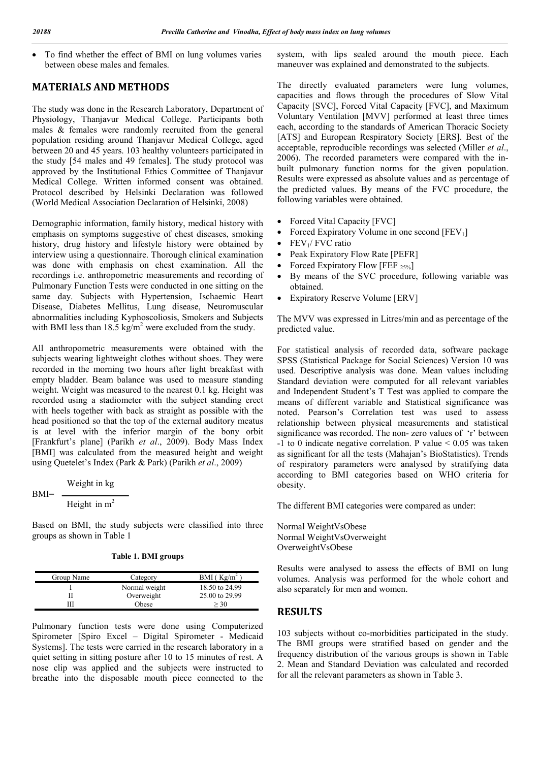- To find whether the effect of BMI on lung volumes varies between obese males and females.

## MATERIALS AND METHODS

The study was done in the Research Laboratory, Department of Physiology, Thanjavur Medical College. Participants both males & females were randomly recruited from the general population residing around Thanjavur Medical College, aged between 20 and 45 years. 103 healthy volunteers participated in the study [54 males and 49 females]. The study protocol was approved by the Institutional Ethics Committee of Thanjavur Medical College. Written informed consent was obtained. Protocol described by Helsinki Declaration was followed (World Medical Association Declaration of Helsinki, 2008)

Demographic information, family history, medical history with emphasis on symptoms suggestive of chest diseases, smoking history, drug history and lifestyle history were obtained by interview using a questionnaire. Thorough clinical examination was done with emphasis on chest examination. All the recordings i.e. anthropometric measurements and recording of Pulmonary Function Tests were conducted in one sitting on the same day. Subjects with Hypertension, Ischaemic Heart Disease, Diabetes Mellitus, Lung disease, Neuromuscular abnormalities including Kyphoscoliosis, Smokers and Subjects with BMI less than 18.5 $kg/m^2$ were excluded from the study.

All anthropometric measurements were obtained with the subjects wearing lightweight clothes without shoes. They were recorded in the morning two hours after light breakfast with empty bladder. Beam balance was used to measure standing weight. Weight was measured to the nearest 0.1 kg. Height was recorded using a stadiometer with the subject standing erect with heels together with back as straight as possible with the head positioned so that the top of the external auditory meatus is at level with the inferior margin of the bony orbit [Frankfurt's plane] (Parikh *et al*., 2009). Body Mass Index [BMI] was calculated from the measured height and weight using Quetelet's Index (Park & Park) (Parikh *et al*., 2009)

$$BMI = \frac{\text{Weight in kg}}{\text{Height in } m^2}$$

Based on BMI, the study subjects were classified into three groups as shown in Table 1

**Table 1. BMI groups**

| Group Name | Category | BMI ( $Kg/m^2$ ) |
|---|---|---|
| I | Normal weight | 18.50 to 24.99 |
| II | Overweight | 25.00 to 29.99 |
| III | Obese | ≥ 30 |

Pulmonary function tests were done using Computerized Spirometer [Spiro Excel – Digital Spirometer - Medicaid Systems]. The tests were carried in the research laboratory in a quiet setting in sitting posture after 10 to 15 minutes of rest. A nose clip was applied and the subjects were instructed to breathe into the disposable mouth piece connected to the system, with lips sealed around the mouth piece. Each maneuver was explained and demonstrated to the subjects.

The directly evaluated parameters were lung volumes, capacities and flows through the procedures of Slow Vital Capacity [SVC], Forced Vital Capacity [FVC], and Maximum Voluntary Ventilation [MVV] performed at least three times each, according to the standards of American Thoracic Society [ATS] and European Respiratory Society [ERS]. Best of the acceptable, reproducible recordings was selected (Miller *et al*., 2006). The recorded parameters were compared with the in-built pulmonary function norms for the given population. Results were expressed as absolute values and as percentage of the predicted values. By means of the FVC procedure, the following variables were obtained.

- Forced Vital Capacity [FVC]
- Forced Expiratory Volume in one second [$FEV_1$]
- $FEV_1$/ FVC ratio
- Peak Expiratory Flow Rate [PEFR]
- Forced Expiratory Flow [$FEF_{25\%}$]
- By means of the SVC procedure, following variable was obtained.
- Expiratory Reserve Volume [ERV]

The MVV was expressed in Litres/min and as percentage of the predicted value.

For statistical analysis of recorded data, software package SPSS (Statistical Package for Social Sciences) Version 10 was used. Descriptive analysis was done. Mean values including Standard deviation were computed for all relevant variables and Independent Student's T Test was applied to compare the means of different variable and Statistical significance was noted. Pearson's Correlation test was used to assess relationship between physical measurements and statistical significance was recorded. The non- zero values of 'r' between -1 to 0 indicate negative correlation. P value < 0.05 was taken as significant for all the tests (Mahajan's BioStatistics). Trends of respiratory parameters were analysed by stratifying data according to BMI categories based on WHO criteria for obesity.

The different BMI categories were compared as under:

Normal WeightVsObese
Normal WeightVsOverweight
OverweightVsObese

Results were analysed to assess the effects of BMI on lung volumes. Analysis was performed for the whole cohort and also separately for men and women.

## RESULTS

103 subjects without co-morbidities participated in the study. The BMI groups were stratified based on gender and the frequency distribution of the various groups is shown in Table 2. Mean and Standard Deviation was calculated and recorded for all the relevant parameters as shown in Table 3.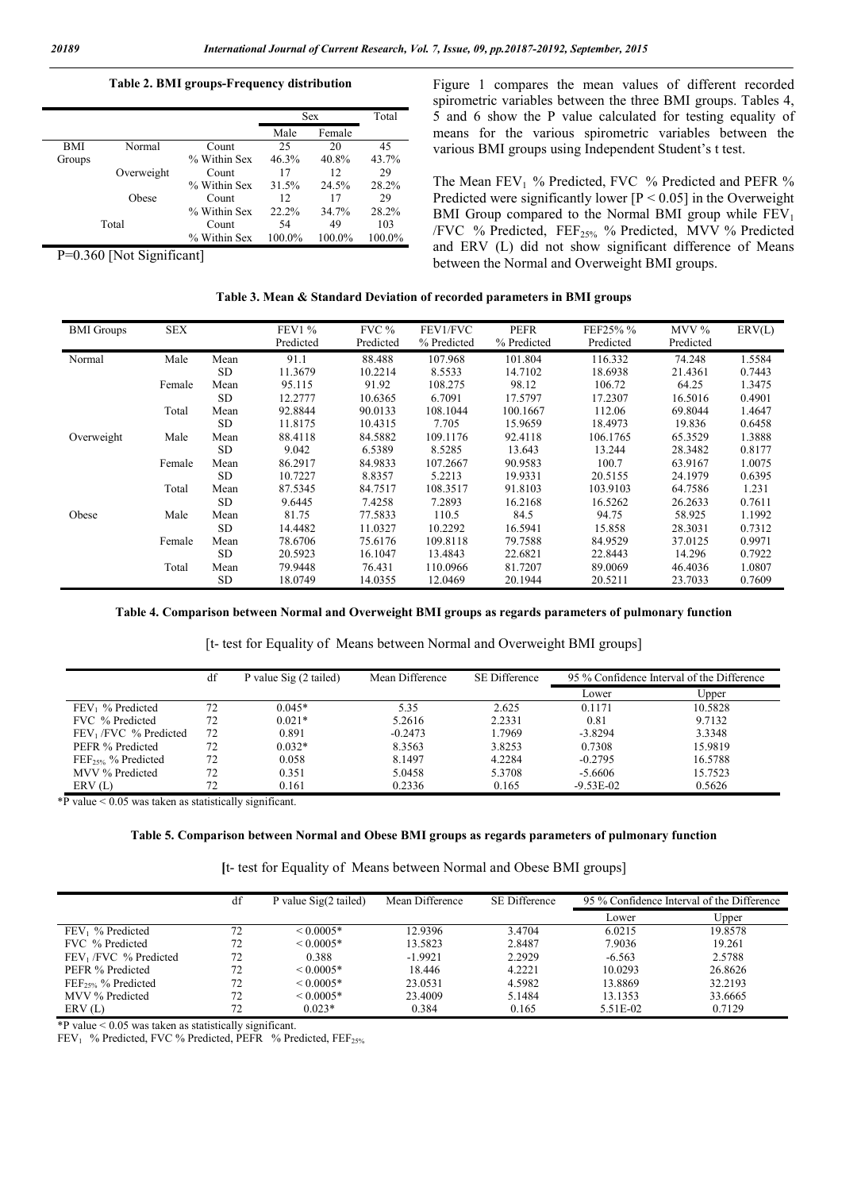**Table 2. BMI groups-Frequency distribution**

| | | | Sex | | Total |
|---|---|---|---|---|---|
| | | | Male | Female | |
| BMI Groups | Normal | Count | 25 | 20 | 45 |
| | | % Within Sex | 46.3% | 40.8% | 43.7% |
| | Overweight | Count | 17 | 12 | 29 |
| | | % Within Sex | 31.5% | 24.5% | 28.2% |
| | Obese | Count | 12 | 17 | 29 |
| | | % Within Sex | 22.2% | 34.7% | 28.2% |
| Total | | Count | 54 | 49 | 103 |
| | | % Within Sex | 100.0% | 100.0% | 100.0% |

P=0.360 [Not Significant]

Figure 1 compares the mean values of different recorded spirometric variables between the three BMI groups. Tables 4, 5 and 6 show the P value calculated for testing equality of means for the various spirometric variables between the various BMI groups using Independent Student's t test.

The Mean $FEV_1$ % Predicted, FVC % Predicted and PEFR % Predicted were significantly lower [$P < 0.05$] in the Overweight BMI Group compared to the Normal BMI group while $FEV_1$ /FVC % Predicted, $FEF_{25\%}$ % Predicted, MVV % Predicted and ERV (L) did not show significant difference of Means between the Normal and Overweight BMI groups.

**Table 3. Mean & Standard Deviation of recorded parameters in BMI groups**

| BMI Groups | SEX | | FEV1 % Predicted | FVC % Predicted | FEV1/FVC % Predicted | PEFR % Predicted | FEF25% % Predicted | MVV % Predicted | ERV(L) |
|---|---|---|---|---|---|---|---|---|---|
| Normal | Male | Mean | 91.1 | 88.488 | 107.968 | 101.804 | 116.332 | 74.248 | 1.5584 |
| | | SD | 11.3679 | 10.2214 | 8.5533 | 14.7102 | 18.6938 | 21.4361 | 0.7443 |
| | Female | Mean | 95.115 | 91.92 | 108.275 | 98.12 | 106.72 | 64.25 | 1.3475 |
| | | SD | 12.2777 | 10.6365 | 6.7091 | 17.5797 | 17.2307 | 16.5016 | 0.4901 |
| | Total | Mean | 92.8844 | 90.0133 | 108.1044 | 100.1667 | 112.06 | 69.8044 | 1.4647 |
| | | SD | 11.8175 | 10.4315 | 7.705 | 15.9659 | 18.4973 | 19.836 | 0.6458 |
| Overweight | Male | Mean | 88.4118 | 84.5882 | 109.1176 | 92.4118 | 106.1765 | 65.3529 | 1.3888 |
| | | SD | 9.042 | 6.5389 | 8.5285 | 13.643 | 13.244 | 28.3482 | 0.8177 |
| | Female | Mean | 86.2917 | 84.9833 | 107.2667 | 90.9583 | 100.7 | 63.9167 | 1.0075 |
| | | SD | 10.7227 | 8.8357 | 5.2213 | 19.9331 | 20.5155 | 24.1979 | 0.6395 |
| | Total | Mean | 87.5345 | 84.7517 | 108.3517 | 91.8103 | 103.9103 | 64.7586 | 1.231 |
| | | SD | 9.6445 | 7.4258 | 7.2893 | 16.2168 | 16.5262 | 26.2633 | 0.7611 |
| Obese | Male | Mean | 81.75 | 77.5833 | 110.5 | 84.5 | 94.75 | 58.925 | 1.1992 |
| | | SD | 14.4482 | 11.0327 | 10.2292 | 16.5941 | 15.858 | 28.3031 | 0.7312 |
| | Female | Mean | 78.6706 | 75.6176 | 109.8118 | 79.7588 | 84.9529 | 37.0125 | 0.9971 |
| | | SD | 20.5923 | 16.1047 | 13.4843 | 22.6821 | 22.8443 | 14.296 | 0.7922 |
| | Total | Mean | 79.9448 | 76.431 | 110.0966 | 81.7207 | 89.0069 | 46.4036 | 1.0807 |
| | | SD | 18.0749 | 14.0355 | 12.0469 | 20.1944 | 20.5211 | 23.7033 | 0.7609 |

**Table 4. Comparison between Normal and Overweight BMI groups as regards parameters of pulmonary function**

[t- test for Equality of Means between Normal and Overweight BMI groups]

| | df | P value Sig (2 tailed) | Mean Difference | SE Difference | 95 % Confidence Interval of the Difference | |
|---|---|---|---|---|---|---|
| | | | | | Lower | Upper |
| $FEV_1$ % Predicted | 72 | 0.045* | 5.35 | 2.625 | 0.1171 | 10.5828 |
| FVC % Predicted | 72 | 0.021* | 5.2616 | 2.2331 | 0.81 | 9.7132 |
| $FEV_1$ /FVC % Predicted | 72 | 0.891 | -0.2473 | 1.7969 | -3.8294 | 3.3348 |
| PEFR % Predicted | 72 | 0.032* | 8.3563 | 3.8253 | 0.7308 | 15.9819 |
| $FEF_{25\%}$ % Predicted | 72 | 0.058 | 8.1497 | 4.2284 | -0.2795 | 16.5788 |
| MVV % Predicted | 72 | 0.351 | 5.0458 | 5.3708 | -5.6606 | 15.7523 |
| ERV (L) | 72 | 0.161 | 0.2336 | 0.165 | -9.53E-02 | 0.5626 |

*P value < 0.05 was taken as statistically significant.

**Table 5. Comparison between Normal and Obese BMI groups as regards parameters of pulmonary function**

[t- test for Equality of Means between Normal and Obese BMI groups]

| | df | P value Sig(2 tailed) | Mean Difference | SE Difference | 95 % Confidence Interval of the Difference | |
|---|---|---|---|---|---|---|
| | | | | | Lower | Upper |
| $FEV_1$ % Predicted | 72 | < 0.0005* | 12.9396 | 3.4704 | 6.0215 | 19.8578 |
| FVC % Predicted | 72 | < 0.0005* | 13.5823 | 2.8487 | 7.9036 | 19.261 |
| $FEV_1$ /FVC % Predicted | 72 | 0.388 | -1.9921 | 2.2929 | -6.563 | 2.5788 |
| PEFR % Predicted | 72 | < 0.0005* | 18.446 | 4.2221 | 10.0293 | 26.8626 |
| $FEF_{25\%}$ % Predicted | 72 | < 0.0005* | 23.0531 | 4.5982 | 13.8869 | 32.2193 |
| MVV % Predicted | 72 | < 0.0005* | 23.4009 | 5.1484 | 13.1353 | 33.6665 |
| ERV (L) | 72 | 0.023* | 0.384 | 0.165 | 5.51E-02 | 0.7129 |

*P value < 0.05 was taken as statistically significant.

$FEV_1$ % Predicted, FVC % Predicted, PEFR % Predicted, $FEF_{25\%}$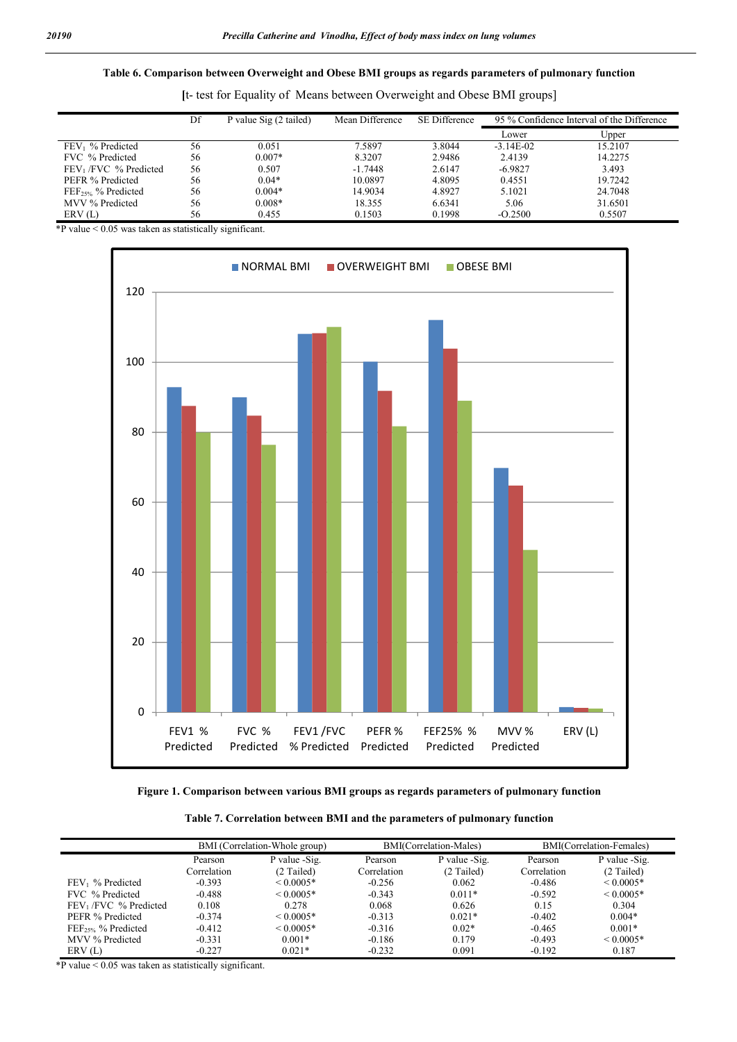**Table 6. Comparison between Overweight and Obese BMI groups as regards parameters of pulmonary function**

[t- test for Equality of Means between Overweight and Obese BMI groups]

| | Df | P value Sig (2 tailed) | Mean Difference | SE Difference | 95 % Confidence Interval of the Difference | |
|---|---|---|---|---|---|---|
| | | | | | Lower | Upper |
| $FEV_1$ % Predicted | 56 | 0.051 | 7.5897 | 3.8044 | -3.14E-02 | 15.2107 |
| FVC % Predicted | 56 | 0.007* | 8.3207 | 2.9486 | 2.4139 | 14.2275 |
| $FEV_1$ /FVC % Predicted | 56 | 0.507 | -1.7448 | 2.6147 | -6.9827 | 3.493 |
| PEFR % Predicted | 56 | 0.04* | 10.0897 | 4.8095 | 0.4551 | 19.7242 |
| $FEF_{25\%}$ % Predicted | 56 | 0.004* | 14.9034 | 4.8927 | 5.1021 | 24.7048 |
| MVV % Predicted | 56 | 0.008* | 18.355 | 6.6341 | 5.06 | 31.6501 |
| ERV (L) | 56 | 0.455 | 0.1503 | 0.1998 | -O.2500 | 0.5507 |

*P value < 0.05 was taken as statistically significant.

NORMAL BMI
OVERWEIGHT BMI
OBESE BMI

120
100
80
60
40
20
0

FEV1 % Predicted
FVC % Predicted
FEV1 /FVC % Predicted
PEFR % Predicted
FEF25% % Predicted
MVV % Predicted
ERV (L)

**Figure 1. Comparison between various BMI groups as regards parameters of pulmonary function**

**Table 7. Correlation between BMI and the parameters of pulmonary function**

| | BMI (Correlation-Whole group) | | BMI(Correlation-Males) | | BMI(Correlation-Females) | |
|---|---|---|---|---|---|---|
| | Pearson Correlation | P value -Sig. (2 Tailed) | Pearson Correlation | P value -Sig. (2 Tailed) | Pearson Correlation | P value -Sig. (2 Tailed) |
| $FEV_1$ % Predicted | -0.393 | < 0.0005* | -0.256 | 0.062 | -0.486 | < 0.0005* |
| FVC % Predicted | -0.488 | < 0.0005* | -0.343 | 0.011* | -0.592 | < 0.0005* |
| $FEV_1$ /FVC % Predicted | 0.108 | 0.278 | 0.068 | 0.626 | 0.15 | 0.304 |
| PEFR % Predicted | -0.374 | < 0.0005* | -0.313 | 0.021* | -0.402 | 0.004* |
| $FEF_{25\%}$ % Predicted | -0.412 | < 0.0005* | -0.316 | 0.02* | -0.465 | 0.001* |
| MVV % Predicted | -0.331 | 0.001* | -0.186 | 0.179 | -0.493 | < 0.0005* |
| ERV (L) | -0.227 | 0.021* | -0.232 | 0.091 | -0.192 | 0.187 |

*P value < 0.05 was taken as statistically significant.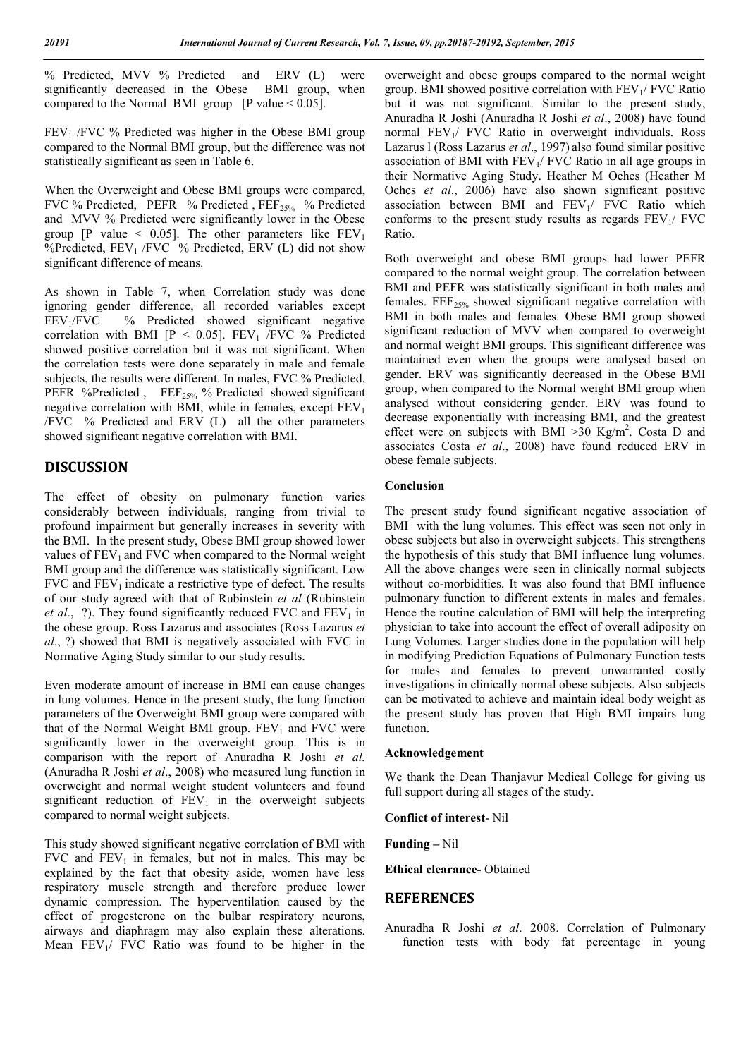% Predicted, MVV % Predicted and ERV (L) were significantly decreased in the Obese BMI group, when compared to the Normal BMI group [P value < 0.05].

$FEV_1$ /FVC % Predicted was higher in the Obese BMI group compared to the Normal BMI group, but the difference was not statistically significant as seen in Table 6.

When the Overweight and Obese BMI groups were compared, FVC % Predicted, PEFR % Predicted , $FEF_{25\%}$ % Predicted and MVV % Predicted were significantly lower in the Obese group [P value < 0.05]. The other parameters like $FEV_1$ %Predicted, $FEV_1$ /FVC % Predicted, ERV (L) did not show significant difference of means.

As shown in Table 7, when Correlation study was done ignoring gender difference, all recorded variables except $FEV_1$/FVC % Predicted showed significant negative correlation with BMI [P < 0.05]. $FEV_1$ /FVC % Predicted showed positive correlation but it was not significant. When the correlation tests were done separately in male and female subjects, the results were different. In males, FVC % Predicted, PEFR %Predicted , $FEF_{25\%}$ % Predicted showed significant negative correlation with BMI, while in females, except $FEV_1$ /FVC % Predicted and ERV (L) all the other parameters showed significant negative correlation with BMI.

## DISCUSSION

The effect of obesity on pulmonary function varies considerably between individuals, ranging from trivial to profound impairment but generally increases in severity with the BMI. In the present study, Obese BMI group showed lower values of $FEV_1$ and FVC when compared to the Normal weight BMI group and the difference was statistically significant. Low FVC and $FEV_1$ indicate a restrictive type of defect. The results of our study agreed with that of Rubinstein *et al* (Rubinstein *et al*., ?). They found significantly reduced FVC and $FEV_1$ in the obese group. Ross Lazarus and associates (Ross Lazarus *et al*., ?) showed that BMI is negatively associated with FVC in Normative Aging Study similar to our study results.

Even moderate amount of increase in BMI can cause changes in lung volumes. Hence in the present study, the lung function parameters of the Overweight BMI group were compared with that of the Normal Weight BMI group. $FEV_1$ and FVC were significantly lower in the overweight group. This is in comparison with the report of Anuradha R Joshi *et al.* (Anuradha R Joshi *et al*., 2008) who measured lung function in overweight and normal weight student volunteers and found significant reduction of $FEV_1$ in the overweight subjects compared to normal weight subjects.

This study showed significant negative correlation of BMI with FVC and $FEV_1$ in females, but not in males. This may be explained by the fact that obesity aside, women have less respiratory muscle strength and therefore produce lower dynamic compression. The hyperventilation caused by the effect of progesterone on the bulbar respiratory neurons, airways and diaphragm may also explain these alterations. Mean $FEV_1$/ FVC Ratio was found to be higher in the overweight and obese groups compared to the normal weight group. BMI showed positive correlation with $FEV_1$/ FVC Ratio but it was not significant. Similar to the present study, Anuradha R Joshi (Anuradha R Joshi *et al*., 2008) have found normal $FEV_1$/ FVC Ratio in overweight individuals. Ross Lazarus l (Ross Lazarus *et al*., 1997) also found similar positive association of BMI with $FEV_1$/ FVC Ratio in all age groups in their Normative Aging Study. Heather M Oches (Heather M Oches *et al*., 2006) have also shown significant positive association between BMI and $FEV_1$/ FVC Ratio which conforms to the present study results as regards $FEV_1$/ FVC Ratio.

Both overweight and obese BMI groups had lower PEFR compared to the normal weight group. The correlation between BMI and PEFR was statistically significant in both males and females. $FEF_{25\%}$ showed significant negative correlation with BMI in both males and females. Obese BMI group showed significant reduction of MVV when compared to overweight and normal weight BMI groups. This significant difference was maintained even when the groups were analysed based on gender. ERV was significantly decreased in the Obese BMI group, when compared to the Normal weight BMI group when analysed without considering gender. ERV was found to decrease exponentially with increasing BMI, and the greatest effect were on subjects with BMI >30 $Kg/m^2$. Costa D and associates Costa *et al*., 2008) have found reduced ERV in obese female subjects.

### Conclusion

The present study found significant negative association of BMI with the lung volumes. This effect was seen not only in obese subjects but also in overweight subjects. This strengthens the hypothesis of this study that BMI influence lung volumes. All the above changes were seen in clinically normal subjects without co-morbidities. It was also found that BMI influence pulmonary function to different extents in males and females. Hence the routine calculation of BMI will help the interpreting physician to take into account the effect of overall adiposity on Lung Volumes. Larger studies done in the population will help in modifying Prediction Equations of Pulmonary Function tests for males and females to prevent unwarranted costly investigations in clinically normal obese subjects. Also subjects can be motivated to achieve and maintain ideal body weight as the present study has proven that High BMI impairs lung function.

### Acknowledgement

We thank the Dean Thanjavur Medical College for giving us full support during all stages of the study.

**Conflict of interest**- Nil

**Funding –** Nil

**Ethical clearance-** Obtained

## REFERENCES

Anuradha R Joshi *et al*. 2008. Correlation of Pulmonary function tests with body fat percentage in young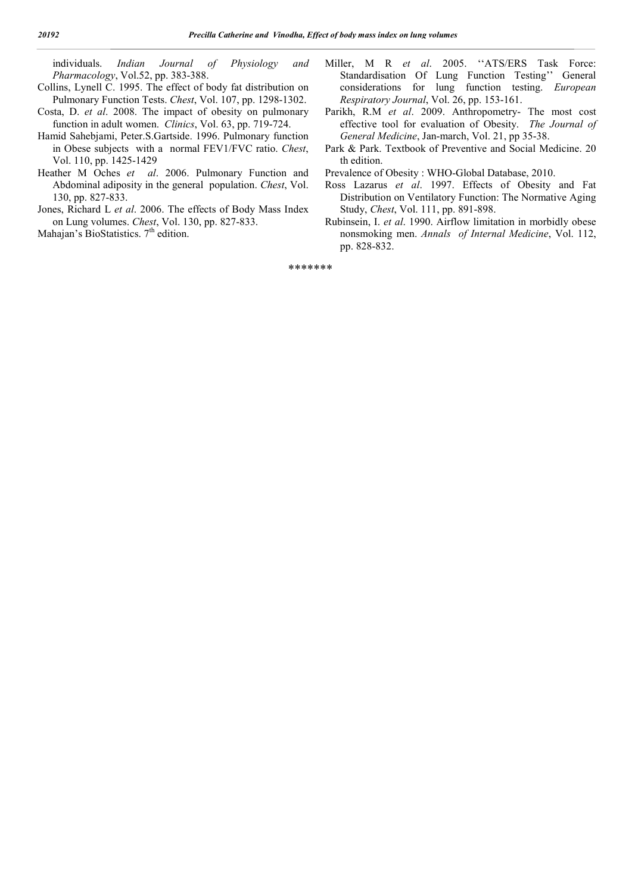individuals. *Indian Journal of Physiology and Pharmacology*, Vol.52, pp. 383-388.

Collins, Lynell C. 1995. The effect of body fat distribution on Pulmonary Function Tests. *Chest*, Vol. 107, pp. 1298-1302.

Costa, D. *et al*. 2008. The impact of obesity on pulmonary function in adult women. *Clinics*, Vol. 63, pp. 719-724.

Hamid Sahebjami, Peter.S.Gartside. 1996. Pulmonary function in Obese subjects with a normal FEV1/FVC ratio. *Chest*, Vol. 110, pp. 1425-1429

Heather M Oches *et al*. 2006. Pulmonary Function and Abdominal adiposity in the general population. *Chest*, Vol. 130, pp. 827-833.

Jones, Richard L *et al*. 2006. The effects of Body Mass Index on Lung volumes. *Chest*, Vol. 130, pp. 827-833.

Mahajan's BioStatistics. 7th edition.

Miller, M R *et al*. 2005. ''ATS/ERS Task Force: Standardisation Of Lung Function Testing'' General considerations for lung function testing. *European Respiratory Journal*, Vol. 26, pp. 153-161.

Parikh, R.M *et al*. 2009. Anthropometry- The most cost effective tool for evaluation of Obesity. *The Journal of General Medicine*, Jan-march, Vol. 21, pp 35-38.

Park & Park. Textbook of Preventive and Social Medicine. 20 th edition.

Prevalence of Obesity : WHO-Global Database, 2010.

Ross Lazarus *et al*. 1997. Effects of Obesity and Fat Distribution on Ventilatory Function: The Normative Aging Study, *Chest*, Vol. 111, pp. 891-898.

Rubinsein, I. *et al*. 1990. Airflow limitation in morbidly obese nonsmoking men. *Annals of Internal Medicine*, Vol. 112, pp. 828-832.

*******